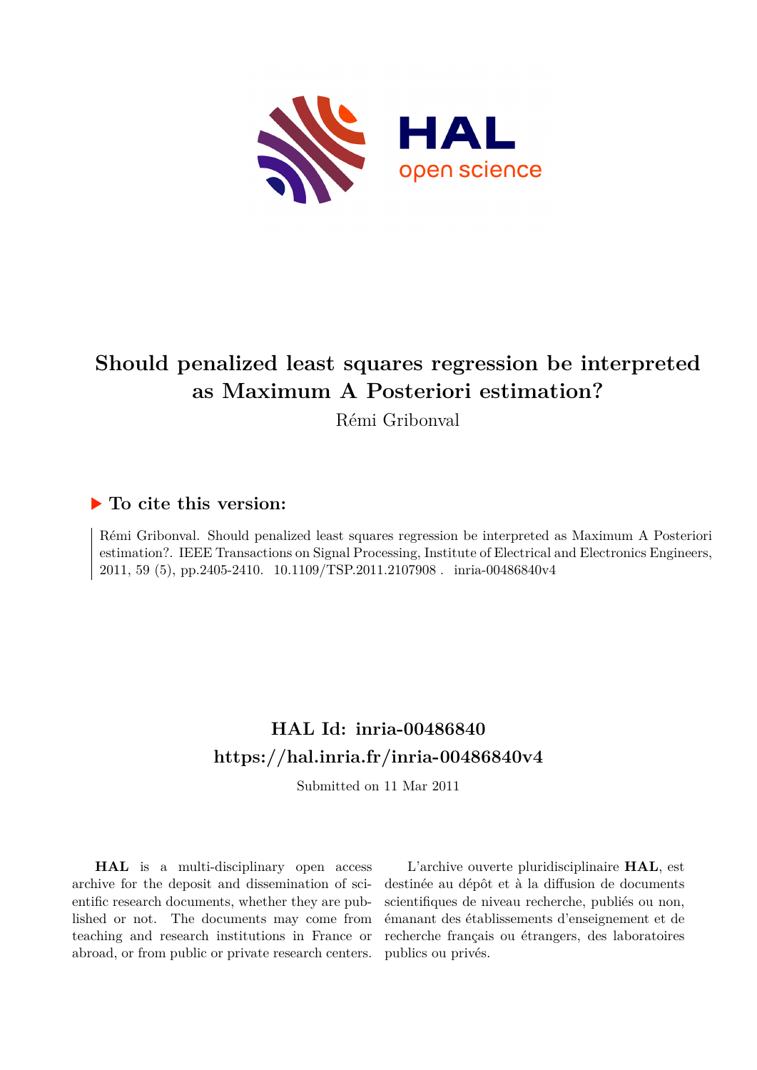# Should penalized least squares regression be interpreted as Maximum A Posteriori estimation?

Rémi Gribonval

## To cite this version:

Rémi Gribonval. Should penalized least squares regression be interpreted as Maximum A Posteriori estimation?. IEEE Transactions on Signal Processing, Institute of Electrical and Electronics Engineers, 2011, 59 (5), pp.2405-2410. 10.1109/TSP.2011.2107908 . inria-00486840v4

## HAL Id: inria-00486840
## https://hal.inria.fr/inria-00486840v4

Submitted on 11 Mar 2011

**HAL** is a multi-disciplinary open access archive for the deposit and dissemination of scientific research documents, whether they are published or not. The documents may come from teaching and research institutions in France or abroad, or from public or private research centers.

L'archive ouverte pluridisciplinaire **HAL**, est destinée au dépôt et à la diffusion de documents scientifiques de niveau recherche, publiés ou non, émanant des établissements d'enseignement et de recherche français ou étrangers, des laboratoires publics ou privés.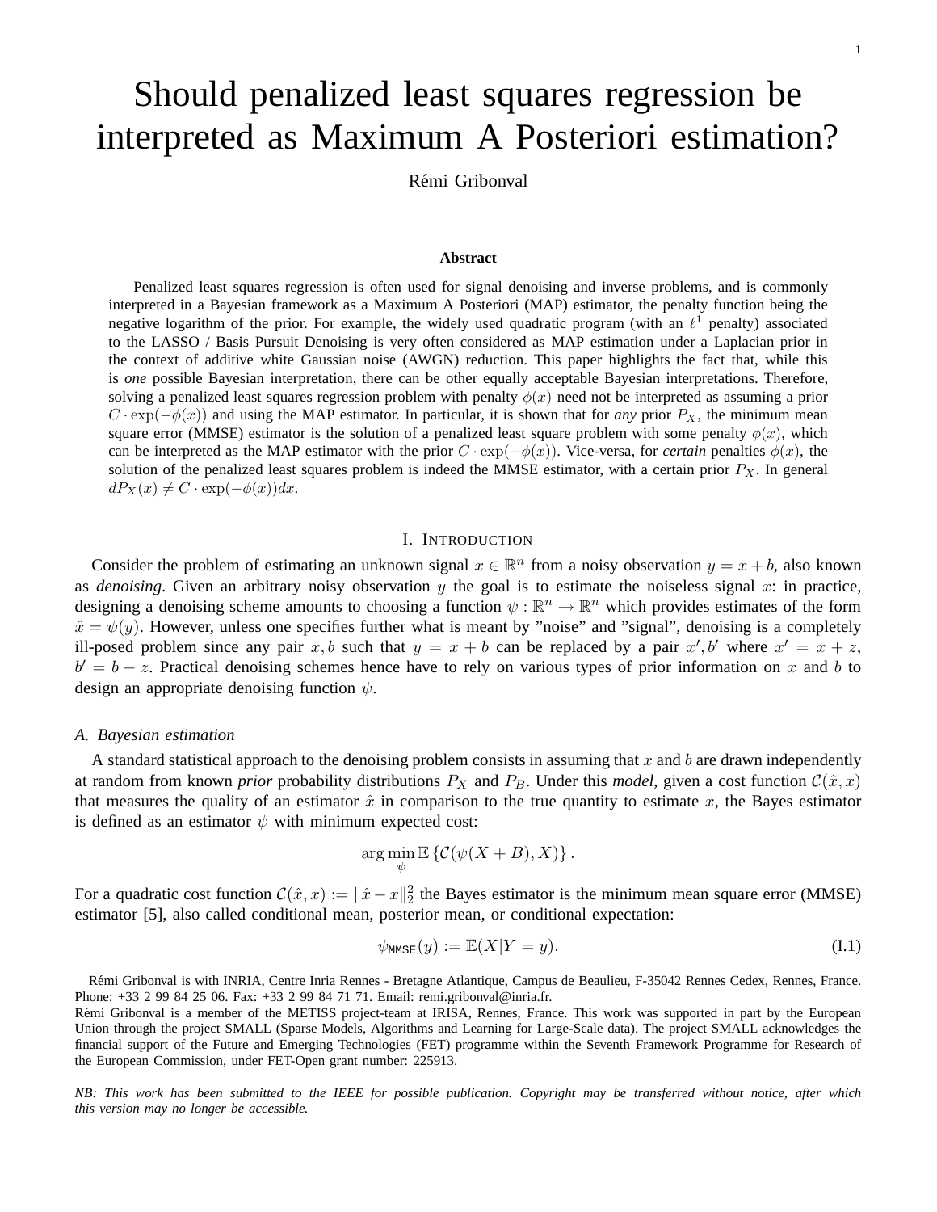# Should penalized least squares regression be interpreted as Maximum A Posteriori estimation?

Rémi Gribonval

**Abstract**

Penalized least squares regression is often used for signal denoising and inverse problems, and is commonly interpreted in a Bayesian framework as a Maximum A Posteriori (MAP) estimator, the penalty function being the negative logarithm of the prior. For example, the widely used quadratic program (with an $\ell^1$ penalty) associated to the LASSO / Basis Pursuit Denoising is very often considered as MAP estimation under a Laplacian prior in the context of additive white Gaussian noise (AWGN) reduction. This paper highlights the fact that, while this is *one* possible Bayesian interpretation, there can be other equally acceptable Bayesian interpretations. Therefore, solving a penalized least squares regression problem with penalty $\phi(x)$ need not be interpreted as assuming a prior $C \cdot \exp(-\phi(x))$ and using the MAP estimator. In particular, it is shown that for *any* prior $P_X$, the minimum mean square error (MMSE) estimator is the solution of a penalized least square problem with some penalty $\phi(x)$, which can be interpreted as the MAP estimator with the prior $C \cdot \exp(-\phi(x))$. Vice-versa, for *certain* penalties $\phi(x)$, the solution of the penalized least squares problem is indeed the MMSE estimator, with a certain prior $P_X$. In general $dP_X(x) \neq C \cdot \exp(-\phi(x))dx$.

## I. Introduction

Consider the problem of estimating an unknown signal $x \in \mathbb{R}^n$ from a noisy observation $y = x + b$, also known as *denoising*. Given an arbitrary noisy observation $y$ the goal is to estimate the noiseless signal $x$: in practice, designing a denoising scheme amounts to choosing a function $\psi : \mathbb{R}^n \to \mathbb{R}^n$ which provides estimates of the form $\hat{x} = \psi(y)$. However, unless one specifies further what is meant by "noise" and "signal", denoising is a completely ill-posed problem since any pair $x, b$ such that $y = x + b$ can be replaced by a pair $x', b'$ where $x' = x + z$, $b' = b - z$. Practical denoising schemes hence have to rely on various types of prior information on $x$ and $b$ to design an appropriate denoising function $\psi$.

### A. Bayesian estimation

A standard statistical approach to the denoising problem consists in assuming that $x$ and $b$ are drawn independently at random from known *prior* probability distributions $P_X$ and $P_B$. Under this *model*, given a cost function $\mathcal{C}(\hat{x}, x)$ that measures the quality of an estimator $\hat{x}$ in comparison to the true quantity to estimate $x$, the Bayes estimator is defined as an estimator $\psi$ with minimum expected cost:

$$\arg\min_{\psi} \mathbb{E}\left\{\mathcal{C}(\psi(X + B), X)\right\}.$$

For a quadratic cost function $\mathcal{C}(\hat{x}, x) := \|\hat{x} - x\|_2^2$ the Bayes estimator is the minimum mean square error (MMSE) estimator [5], also called conditional mean, posterior mean, or conditional expectation:

$$\psi_{\mathtt{MMSE}}(y) := \mathbb{E}(X|Y = y). \tag{I.1}$$

Rémi Gribonval is with INRIA, Centre Inria Rennes - Bretagne Atlantique, Campus de Beaulieu, F-35042 Rennes Cedex, Rennes, France. Phone: +33 2 99 84 25 06. Fax: +33 2 99 84 71 71. Email: remi.gribonval@inria.fr.
Rémi Gribonval is a member of the METISS project-team at IRISA, Rennes, France. This work was supported in part by the European Union through the project SMALL (Sparse Models, Algorithms and Learning for Large-Scale data). The project SMALL acknowledges the financial support of the Future and Emerging Technologies (FET) programme within the Seventh Framework Programme for Research of the European Commission, under FET-Open grant number: 225913.

*NB: This work has been submitted to the IEEE for possible publication. Copyright may be transferred without notice, after which this version may no longer be accessible.*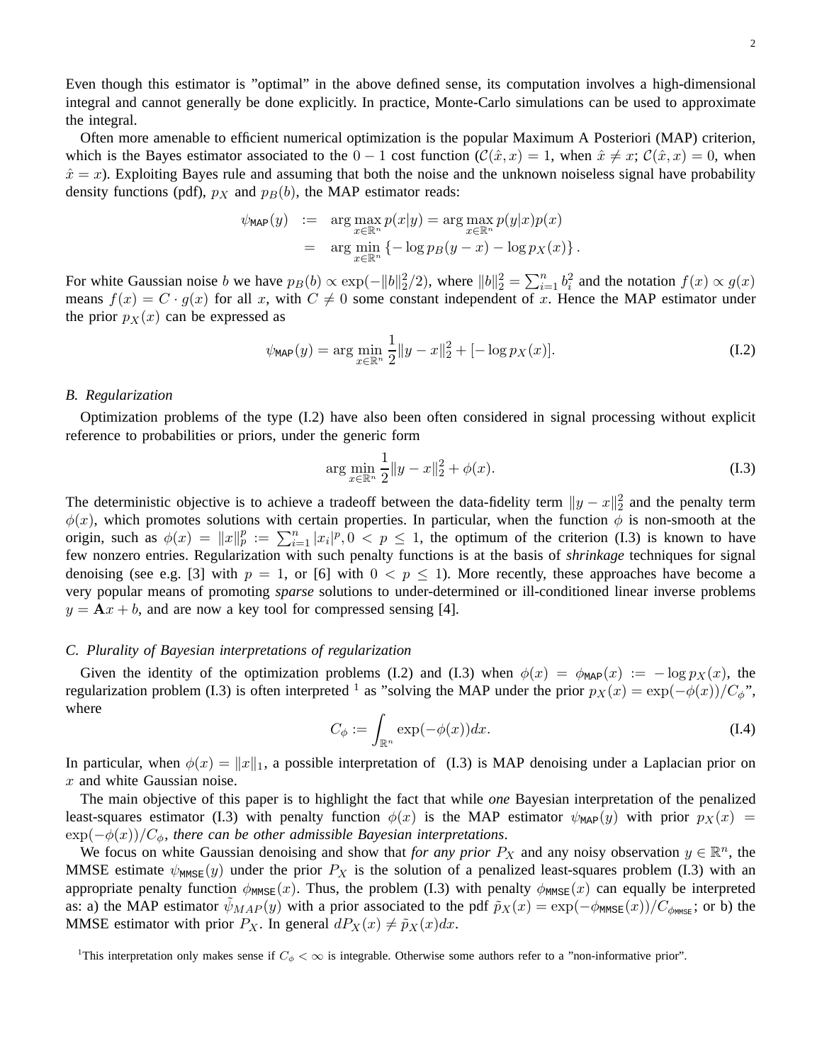Even though this estimator is "optimal" in the above defined sense, its computation involves a high-dimensional integral and cannot generally be done explicitly. In practice, Monte-Carlo simulations can be used to approximate the integral.

Often more amenable to efficient numerical optimization is the popular Maximum A Posteriori (MAP) criterion, which is the Bayes estimator associated to the $0-1$ cost function ($\mathcal{C}(\hat{x}, x) = 1$, when $\hat{x} \neq x$; $\mathcal{C}(\hat{x}, x) = 0$, when $\hat{x} = x$). Exploiting Bayes rule and assuming that both the noise and the unknown noiseless signal have probability density functions (pdf), $p_X$ and $p_B(b)$, the MAP estimator reads:

$$
\begin{aligned}
\psi_{\mathsf{MAP}}(y) &:= \arg\max_{x \in \mathbb{R}^n} p(x|y) = \arg\max_{x \in \mathbb{R}^n} p(y|x)p(x) \\
&= \arg\min_{x \in \mathbb{R}^n} \left\{-\log p_B(y-x) - \log p_X(x)\right\}.
\end{aligned}
$$

For white Gaussian noise $b$ we have $p_B(b) \propto \exp(-\|b\|_2^2/2)$, where $\|b\|_2^2 = \sum_{i=1}^n b_i^2$ and the notation $f(x) \propto g(x)$ means $f(x) = C \cdot g(x)$ for all $x$, with $C \neq 0$ some constant independent of $x$. Hence the MAP estimator under the prior $p_X(x)$ can be expressed as

$$
\psi_{\mathsf{MAP}}(y) = \arg\min_{x \in \mathbb{R}^n} \frac{1}{2}\|y - x\|_2^2 + [-\log p_X(x)]. \tag{I.2}
$$

### B. Regularization

Optimization problems of the type (I.2) have also been often considered in signal processing without explicit reference to probabilities or priors, under the generic form

$$
\arg\min_{x \in \mathbb{R}^n} \frac{1}{2}\|y - x\|_2^2 + \phi(x). \tag{I.3}
$$

The deterministic objective is to achieve a tradeoff between the data-fidelity term $\|y - x\|_2^2$ and the penalty term $\phi(x)$, which promotes solutions with certain properties. In particular, when the function $\phi$ is non-smooth at the origin, such as $\phi(x) = \|x\|_p^p := \sum_{i=1}^n |x_i|^p, 0 < p \leq 1$, the optimum of the criterion (I.3) is known to have few nonzero entries. Regularization with such penalty functions is at the basis of *shrinkage* techniques for signal denoising (see e.g. [3] with $p = 1$, or [6] with $0 < p \leq 1$). More recently, these approaches have become a very popular means of promoting *sparse* solutions to under-determined or ill-conditioned linear inverse problems $y = \mathbf{A}x + b$, and are now a key tool for compressed sensing [4].

### C. Plurality of Bayesian interpretations of regularization

Given the identity of the optimization problems (I.2) and (I.3) when $\phi(x) = \phi_{\mathsf{MAP}}(x) := -\log p_X(x)$, the regularization problem (I.3) is often interpreted [1] as "solving the MAP under the prior $p_X(x) = \exp(-\phi(x))/C_\phi$", where

$$
C_\phi := \int_{\mathbb{R}^n} \exp(-\phi(x))dx. \tag{I.4}
$$

In particular, when $\phi(x) = \|x\|_1$, a possible interpretation of (I.3) is MAP denoising under a Laplacian prior on $x$ and white Gaussian noise.

The main objective of this paper is to highlight the fact that while *one* Bayesian interpretation of the penalized least-squares estimator (I.3) with penalty function $\phi(x)$ is the MAP estimator $\psi_{\mathsf{MAP}}(y)$ with prior $p_X(x) = \exp(-\phi(x))/C_\phi$, *there can be other admissible Bayesian interpretations*.

We focus on white Gaussian denoising and show that *for any prior* $P_X$ and any noisy observation $y \in \mathbb{R}^n$, the MMSE estimate $\psi_{\mathsf{MMSE}}(y)$ under the prior $P_X$ is the solution of a penalized least-squares problem (I.3) with an appropriate penalty function $\phi_{\mathsf{MMSE}}(x)$. Thus, the problem (I.3) with penalty $\phi_{\mathsf{MMSE}}(x)$ can equally be interpreted as: a) the MAP estimator $\tilde{\psi}_{MAP}(y)$ with a prior associated to the pdf $\tilde{p}_X(x) = \exp(-\phi_{\mathsf{MMSE}}(x))/C_{\phi_{\mathsf{MMSE}}}$; or b) the MMSE estimator with prior $P_X$. In general $dP_X(x) \neq \tilde{p}_X(x)dx$.

[1]This interpretation only makes sense if $C_\phi < \infty$ is integrable. Otherwise some authors refer to a "non-informative prior".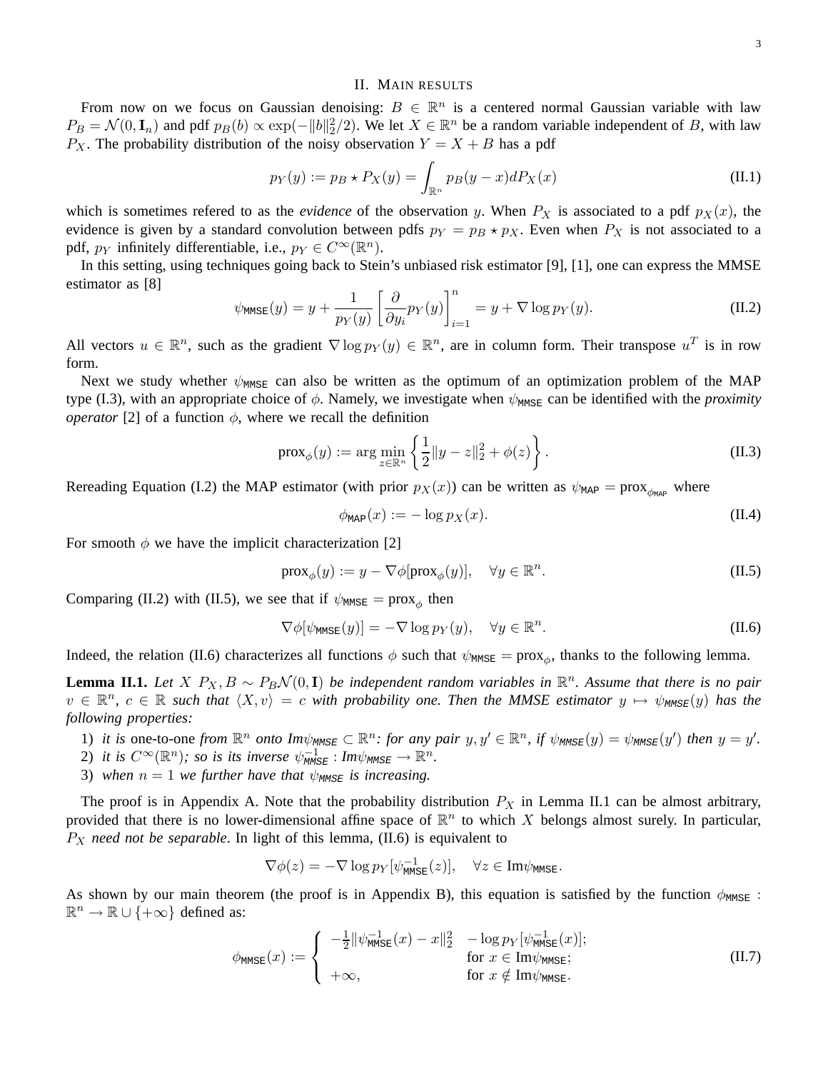## II. Main results

From now on we focus on Gaussian denoising: $B \in \mathbb{R}^n$ is a centered normal Gaussian variable with law $P_B = \mathcal{N}(0, \mathbf{I}_n)$ and pdf $p_B(b) \propto \exp(-\|b\|_2^2/2)$. We let $X \in \mathbb{R}^n$ be a random variable independent of $B$, with law $P_X$. The probability distribution of the noisy observation $Y = X + B$ has a pdf

$$p_Y(y) := p_B \star P_X(y) = \int_{\mathbb{R}^n} p_B(y-x) dP_X(x) \tag{II.1}$$

which is sometimes refered to as the *evidence* of the observation $y$. When $P_X$ is associated to a pdf $p_X(x)$, the evidence is given by a standard convolution between pdfs $p_Y = p_B \star p_X$. Even when $P_X$ is not associated to a pdf, $p_Y$ infinitely differentiable, i.e., $p_Y \in C^\infty(\mathbb{R}^n)$.

In this setting, using techniques going back to Stein's unbiased risk estimator [9], [1], one can express the MMSE estimator as [8]

$$\psi_{\mathsf{MMSE}}(y) = y + \frac{1}{p_Y(y)} \left[\frac{\partial}{\partial y_i} p_Y(y)\right]_{i=1}^n = y + \nabla \log p_Y(y). \tag{II.2}$$

All vectors $u \in \mathbb{R}^n$, such as the gradient $\nabla \log p_Y(y) \in \mathbb{R}^n$, are in column form. Their transpose $u^T$ is in row form.

Next we study whether $\psi_{\mathsf{MMSE}}$ can also be written as the optimum of an optimization problem of the MAP type (I.3), with an appropriate choice of $\phi$. Namely, we investigate when $\psi_{\mathsf{MMSE}}$ can be identified with the *proximity operator* [2] of a function $\phi$, where we recall the definition

$$\operatorname{prox}_\phi(y) := \arg\min_{z \in \mathbb{R}^n} \left\{ \frac{1}{2}\|y - z\|_2^2 + \phi(z) \right\}. \tag{II.3}$$

Rereading Equation (I.2) the MAP estimator (with prior $p_X(x)$) can be written as $\psi_{\mathsf{MAP}} = \operatorname{prox}_{\phi_{\mathsf{MAP}}}$ where

$$\phi_{\mathsf{MAP}}(x) := -\log p_X(x). \tag{II.4}$$

For smooth $\phi$ we have the implicit characterization [2]

$$\operatorname{prox}_\phi(y) := y - \nabla\phi[\operatorname{prox}_\phi(y)], \quad \forall y \in \mathbb{R}^n. \tag{II.5}$$

Comparing (II.2) with (II.5), we see that if $\psi_{\mathsf{MMSE}} = \operatorname{prox}_\phi$ then

$$\nabla\phi[\psi_{\mathsf{MMSE}}(y)] = -\nabla \log p_Y(y), \quad \forall y \in \mathbb{R}^n. \tag{II.6}$$

Indeed, the relation (II.6) characterizes all functions $\phi$ such that $\psi_{\mathsf{MMSE}} = \operatorname{prox}_\phi$, thanks to the following lemma.

**Lemma II.1.** *Let $X\ P_X, B \sim P_B\mathcal{N}(0, \mathbf{I})$ be independent random variables in $\mathbb{R}^n$. Assume that there is no pair $v \in \mathbb{R}^n$, $c \in \mathbb{R}$ such that $\langle X, v\rangle = c$ with probability one. Then the MMSE estimator $y \mapsto \psi_{\mathsf{MMSE}}(y)$ has the following properties:*

1) *it is* one-to-one *from $\mathbb{R}^n$ onto $\mathrm{Im}\psi_{\mathsf{MMSE}} \subset \mathbb{R}^n$: for any pair $y, y' \in \mathbb{R}^n$, if $\psi_{\mathsf{MMSE}}(y) = \psi_{\mathsf{MMSE}}(y')$ then $y = y'$.*
2) *it is $C^\infty(\mathbb{R}^n)$; so is its inverse $\psi_{\mathsf{MMSE}}^{-1} : \mathrm{Im}\psi_{\mathsf{MMSE}} \to \mathbb{R}^n$.*
3) *when $n = 1$ we further have that $\psi_{\mathsf{MMSE}}$ is increasing.*

The proof is in Appendix A. Note that the probability distribution $P_X$ in Lemma II.1 can be almost arbitrary, provided that there is no lower-dimensional affine space of $\mathbb{R}^n$ to which $X$ belongs almost surely. In particular, $P_X$ *need not be separable*. In light of this lemma, (II.6) is equivalent to

$$\nabla\phi(z) = -\nabla \log p_Y[\psi_{\mathsf{MMSE}}^{-1}(z)], \quad \forall z \in \mathrm{Im}\psi_{\mathsf{MMSE}}.$$

As shown by our main theorem (the proof is in Appendix B), this equation is satisfied by the function $\phi_{\mathsf{MMSE}} : \mathbb{R}^n \to \mathbb{R} \cup \{+\infty\}$ defined as:

$$\phi_{\mathsf{MMSE}}(x) := \begin{cases} -\frac{1}{2}\|\psi_{\mathsf{MMSE}}^{-1}(x) - x\|_2^2 & -\log p_Y[\psi_{\mathsf{MMSE}}^{-1}(x)]; \\ & \text{for } x \in \mathrm{Im}\psi_{\mathsf{MMSE}}; \\ +\infty, & \text{for } x \notin \mathrm{Im}\psi_{\mathsf{MMSE}}. \end{cases} \tag{II.7}$$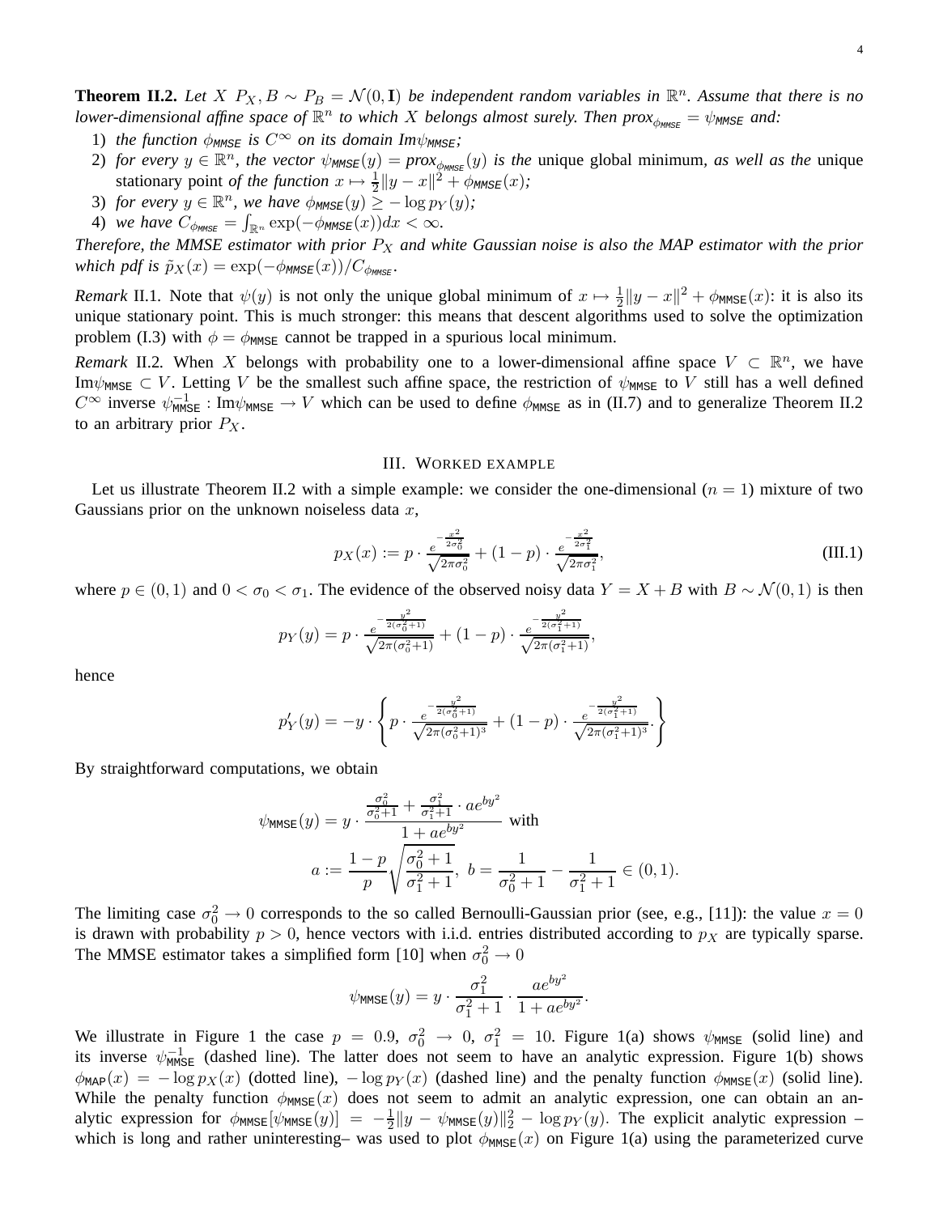**Theorem II.2.** *Let $X$ $P_X, B \sim P_B = \mathcal{N}(0, \mathbf{I})$ be independent random variables in $\mathbb{R}^n$. Assume that there is no lower-dimensional affine space of $\mathbb{R}^n$ to which $X$ belongs almost surely. Then $prox_{\phi_{MMSE}} = \psi_{MMSE}$ and:*

1) *the function $\phi_{MMSE}$ is $C^\infty$ on its domain $Im\psi_{MMSE}$;*
2) *for every $y \in \mathbb{R}^n$, the vector $\psi_{MMSE}(y) = prox_{\phi_{MMSE}}(y)$ is the* unique global minimum, *as well as the* unique stationary point *of the function $x \mapsto \frac{1}{2}\|y - x\|^2 + \phi_{MMSE}(x)$;*
3) *for every $y \in \mathbb{R}^n$, we have $\phi_{MMSE}(y) \geq -\log p_Y(y)$;*
4) *we have $C_{\phi_{MMSE}} = \int_{\mathbb{R}^n} \exp(-\phi_{MMSE}(x))dx < \infty$.*

*Therefore, the MMSE estimator with prior $P_X$ and white Gaussian noise is also the MAP estimator with the prior which pdf is $\tilde{p}_X(x) = \exp(-\phi_{MMSE}(x))/C_{\phi_{MMSE}}$.*

*Remark* II.1. Note that $\psi(y)$ is not only the unique global minimum of $x \mapsto \frac{1}{2}\|y - x\|^2 + \phi_{\mathsf{MMSE}}(x)$: it is also its unique stationary point. This is much stronger: this means that descent algorithms used to solve the optimization problem (I.3) with $\phi = \phi_{\mathsf{MMSE}}$ cannot be trapped in a spurious local minimum.

*Remark* II.2. When $X$ belongs with probability one to a lower-dimensional affine space $V \subset \mathbb{R}^n$, we have $\text{Im}\psi_{\mathsf{MMSE}} \subset V$. Letting $V$ be the smallest such affine space, the restriction of $\psi_{\mathsf{MMSE}}$ to $V$ still has a well defined $C^\infty$ inverse $\psi_{\mathsf{MMSE}}^{-1} : \text{Im}\psi_{\mathsf{MMSE}} \to V$ which can be used to define $\phi_{\mathsf{MMSE}}$ as in (II.7) and to generalize Theorem II.2 to an arbitrary prior $P_X$.

## III. Worked example

Let us illustrate Theorem II.2 with a simple example: we consider the one-dimensional ($n = 1$) mixture of two Gaussians prior on the unknown noiseless data $x$,

$$p_X(x) := p \cdot \frac{e^{-\frac{x^2}{2\sigma_0^2}}}{\sqrt{2\pi\sigma_0^2}} + (1-p) \cdot \frac{e^{-\frac{x^2}{2\sigma_1^2}}}{\sqrt{2\pi\sigma_1^2}}, \tag{III.1}$$

where $p \in (0, 1)$ and $0 < \sigma_0 < \sigma_1$. The evidence of the observed noisy data $Y = X + B$ with $B \sim \mathcal{N}(0, 1)$ is then

$$p_Y(y) = p \cdot \frac{e^{-\frac{y^2}{2(\sigma_0^2+1)}}}{\sqrt{2\pi(\sigma_0^2+1)}} + (1-p) \cdot \frac{e^{-\frac{y^2}{2(\sigma_1^2+1)}}}{\sqrt{2\pi(\sigma_1^2+1)}},$$

hence

$$p'_Y(y) = -y \cdot \left\{ p \cdot \frac{e^{-\frac{y^2}{2(\sigma_0^2+1)}}}{\sqrt{2\pi(\sigma_0^2+1)^3}} + (1-p) \cdot \frac{e^{-\frac{y^2}{2(\sigma_1^2+1)}}}{\sqrt{2\pi(\sigma_1^2+1)^3}}. \right\}$$

By straightforward computations, we obtain

$$\psi_{\mathsf{MMSE}}(y) = y \cdot \frac{\frac{\sigma_0^2}{\sigma_0^2+1} + \frac{\sigma_1^2}{\sigma_1^2+1} \cdot ae^{by^2}}{1 + ae^{by^2}} \text{ with}$$
$$a := \frac{1-p}{p}\sqrt{\frac{\sigma_0^2+1}{\sigma_1^2+1}},\ b = \frac{1}{\sigma_0^2+1} - \frac{1}{\sigma_1^2+1} \in (0, 1).$$

The limiting case $\sigma_0^2 \to 0$ corresponds to the so called Bernoulli-Gaussian prior (see, e.g., [11]): the value $x = 0$ is drawn with probability $p > 0$, hence vectors with i.i.d. entries distributed according to $p_X$ are typically sparse. The MMSE estimator takes a simplified form [10] when $\sigma_0^2 \to 0$

$$\psi_{\mathsf{MMSE}}(y) = y \cdot \frac{\sigma_1^2}{\sigma_1^2+1} \cdot \frac{ae^{by^2}}{1 + ae^{by^2}}.$$

We illustrate in Figure 1 the case $p = 0.9$, $\sigma_0^2 \to 0$, $\sigma_1^2 = 10$. Figure 1(a) shows $\psi_{\mathsf{MMSE}}$ (solid line) and its inverse $\psi_{\mathsf{MMSE}}^{-1}$ (dashed line). The latter does not seem to have an analytic expression. Figure 1(b) shows $\phi_{\mathsf{MAP}}(x) = -\log p_X(x)$ (dotted line), $-\log p_Y(x)$ (dashed line) and the penalty function $\phi_{\mathsf{MMSE}}(x)$ (solid line). While the penalty function $\phi_{\mathsf{MMSE}}(x)$ does not seem to admit an analytic expression, one can obtain an analytic expression for $\phi_{\mathsf{MMSE}}[\psi_{\mathsf{MMSE}}(y)] = -\frac{1}{2}\|y - \psi_{\mathsf{MMSE}}(y)\|_2^2 - \log p_Y(y)$. The explicit analytic expression – which is long and rather uninteresting– was used to plot $\phi_{\mathsf{MMSE}}(x)$ on Figure 1(a) using the parameterized curve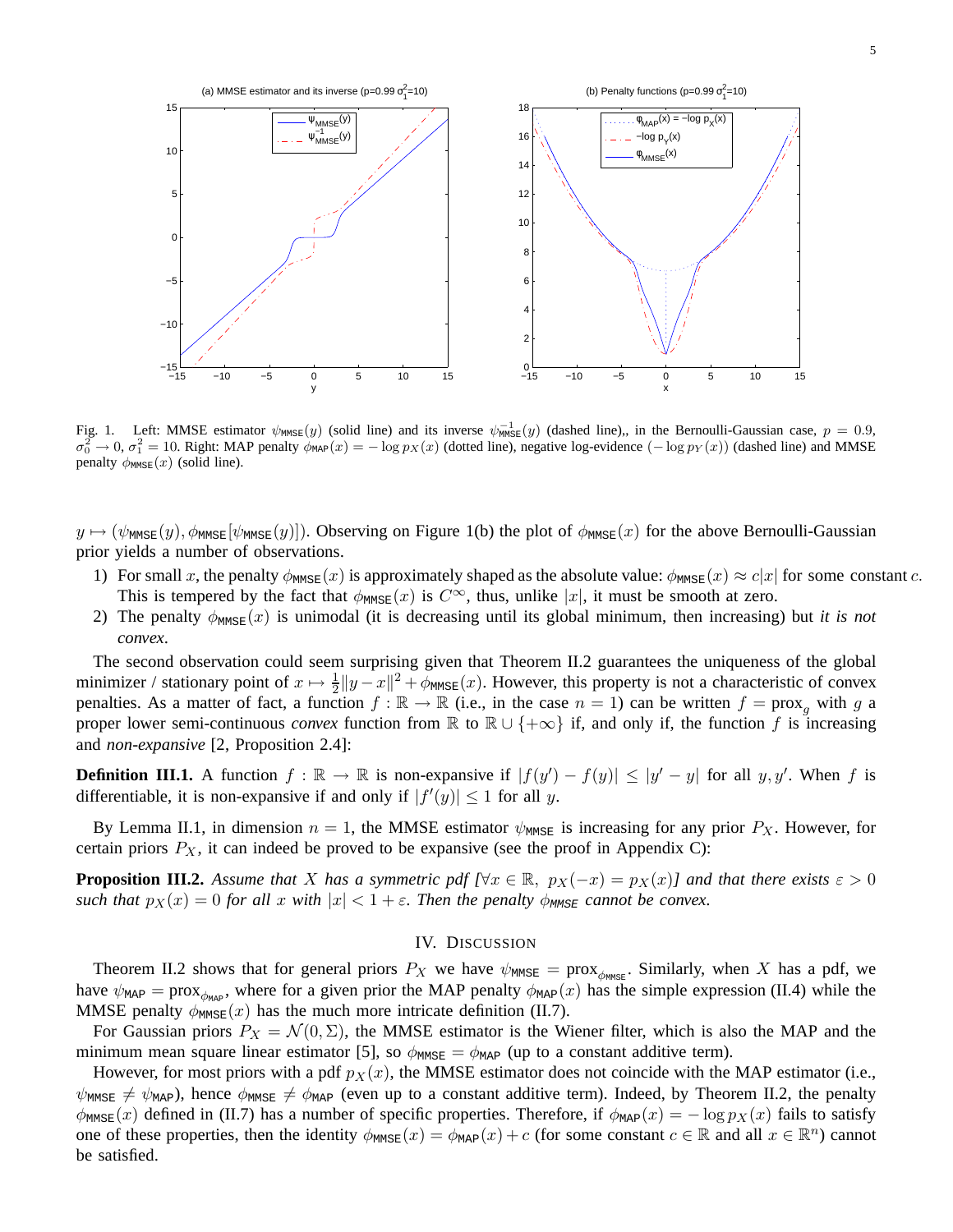Fig. 1. Left: MMSE estimator $\psi_{\mathsf{MMSE}}(y)$ (solid line) and its inverse $\psi^{-1}_{\mathsf{MMSE}}(y)$ (dashed line),, in the Bernoulli-Gaussian case, $p = 0.9$, $\sigma_0^2 \to 0$, $\sigma_1^2 = 10$. Right: MAP penalty $\phi_{\mathsf{MAP}}(x) = -\log p_X(x)$ (dotted line), negative log-evidence $(-\log p_Y(x))$ (dashed line) and MMSE penalty $\phi_{\mathsf{MMSE}}(x)$ (solid line).

$y \mapsto (\psi_{\mathsf{MMSE}}(y), \phi_{\mathsf{MMSE}}[\psi_{\mathsf{MMSE}}(y)])$. Observing on Figure 1(b) the plot of $\phi_{\mathsf{MMSE}}(x)$ for the above Bernoulli-Gaussian prior yields a number of observations.

1) For small $x$, the penalty $\phi_{\mathsf{MMSE}}(x)$ is approximately shaped as the absolute value: $\phi_{\mathsf{MMSE}}(x) \approx c|x|$ for some constant $c$. This is tempered by the fact that $\phi_{\mathsf{MMSE}}(x)$ is $C^\infty$, thus, unlike $|x|$, it must be smooth at zero.
2) The penalty $\phi_{\mathsf{MMSE}}(x)$ is unimodal (it is decreasing until its global minimum, then increasing) but *it is not convex*.

The second observation could seem surprising given that Theorem II.2 guarantees the uniqueness of the global minimizer / stationary point of $x \mapsto \frac{1}{2}\|y - x\|^2 + \phi_{\mathsf{MMSE}}(x)$. However, this property is not a characteristic of convex penalties. As a matter of fact, a function $f : \mathbb{R} \to \mathbb{R}$ (i.e., in the case $n = 1$) can be written $f = \mathrm{prox}_g$ with $g$ a proper lower semi-continuous *convex* function from $\mathbb{R}$ to $\mathbb{R} \cup \{+\infty\}$ if, and only if, the function $f$ is increasing and *non-expansive* [2, Proposition 2.4]:

**Definition III.1.** A function $f : \mathbb{R} \to \mathbb{R}$ is non-expansive if $|f(y') - f(y)| \leq |y' - y|$ for all $y, y'$. When $f$ is differentiable, it is non-expansive if and only if $|f'(y)| \leq 1$ for all $y$.

By Lemma II.1, in dimension $n = 1$, the MMSE estimator $\psi_{\mathsf{MMSE}}$ is increasing for any prior $P_X$. However, for certain priors $P_X$, it can indeed be proved to be expansive (see the proof in Appendix C):

**Proposition III.2.** *Assume that $X$ has a symmetric pdf [$\forall x \in \mathbb{R},\ p_X(-x) = p_X(x)$] and that there exists $\varepsilon > 0$ such that $p_X(x) = 0$ for all $x$ with $|x| < 1 + \varepsilon$. Then the penalty $\phi_{\mathsf{MMSE}}$ cannot be convex.*

## IV. Discussion

Theorem II.2 shows that for general priors $P_X$ we have $\psi_{\mathsf{MMSE}} = \mathrm{prox}_{\phi_{\mathsf{MMSE}}}$. Similarly, when $X$ has a pdf, we have $\psi_{\mathsf{MAP}} = \mathrm{prox}_{\phi_{\mathsf{MAP}}}$, where for a given prior the MAP penalty $\phi_{\mathsf{MAP}}(x)$ has the simple expression (II.4) while the MMSE penalty $\phi_{\mathsf{MMSE}}(x)$ has the much more intricate definition (II.7).

For Gaussian priors $P_X = \mathcal{N}(0, \Sigma)$, the MMSE estimator is the Wiener filter, which is also the MAP and the minimum mean square linear estimator [5], so $\phi_{\mathsf{MMSE}} = \phi_{\mathsf{MAP}}$ (up to a constant additive term).

However, for most priors with a pdf $p_X(x)$, the MMSE estimator does not coincide with the MAP estimator (i.e., $\psi_{\mathsf{MMSE}} \neq \psi_{\mathsf{MAP}}$), hence $\phi_{\mathsf{MMSE}} \neq \phi_{\mathsf{MAP}}$ (even up to a constant additive term). Indeed, by Theorem II.2, the penalty $\phi_{\mathsf{MMSE}}(x)$ defined in (II.7) has a number of specific properties. Therefore, if $\phi_{\mathsf{MAP}}(x) = -\log p_X(x)$ fails to satisfy one of these properties, then the identity $\phi_{\mathsf{MMSE}}(x) = \phi_{\mathsf{MAP}}(x) + c$ (for some constant $c \in \mathbb{R}$ and all $x \in \mathbb{R}^n$) cannot be satisfied.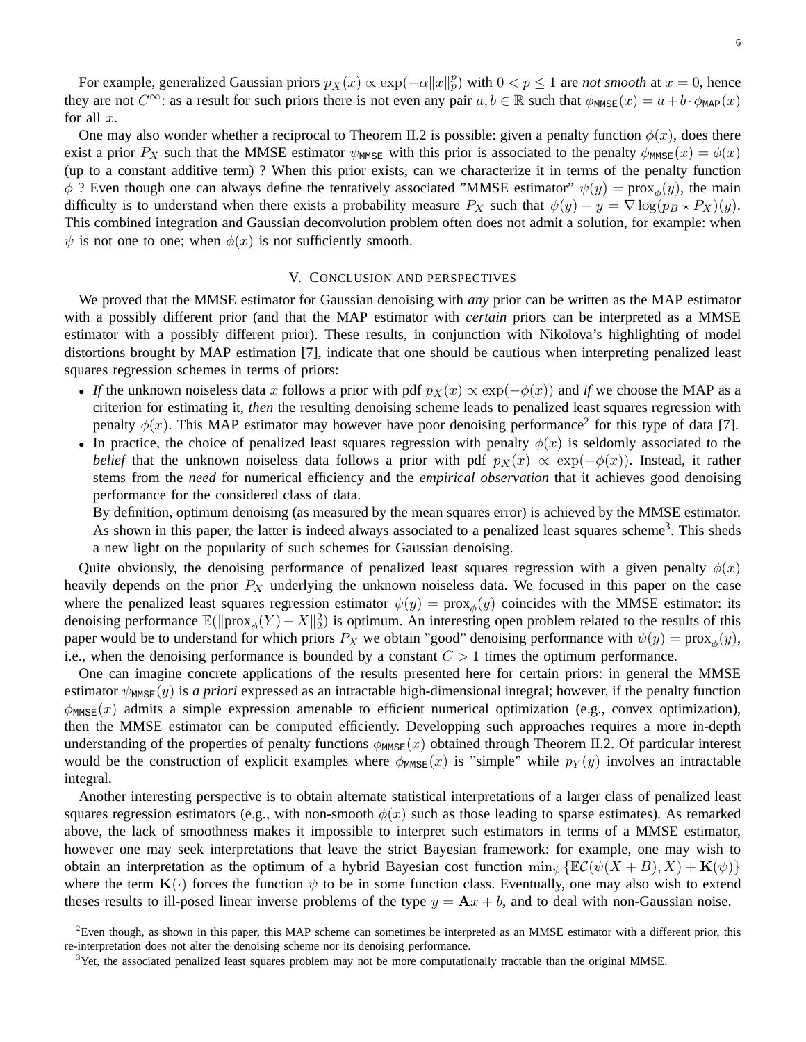For example, generalized Gaussian priors $p_X(x) \propto \exp(-\alpha \|x\|_p^p)$ with $0 < p \leq 1$ are *not smooth* at $x = 0$, hence they are not $C^\infty$: as a result for such priors there is not even any pair $a, b \in \mathbb{R}$ such that $\phi_{\mathsf{MMSE}}(x) = a + b \cdot \phi_{\mathsf{MAP}}(x)$ for all $x$.

One may also wonder whether a reciprocal to Theorem II.2 is possible: given a penalty function $\phi(x)$, does there exist a prior $P_X$ such that the MMSE estimator $\psi_{\mathsf{MMSE}}$ with this prior is associated to the penalty $\phi_{\mathsf{MMSE}}(x) = \phi(x)$ (up to a constant additive term) ? When this prior exists, can we characterize it in terms of the penalty function $\phi$ ? Even though one can always define the tentatively associated "MMSE estimator" $\psi(y) = \mathrm{prox}_\phi(y)$, the main difficulty is to understand when there exists a probability measure $P_X$ such that $\psi(y) - y = \nabla \log(p_B \star P_X)(y)$. This combined integration and Gaussian deconvolution problem often does not admit a solution, for example: when $\psi$ is not one to one; when $\phi(x)$ is not sufficiently smooth.

## V. Conclusion and perspectives

We proved that the MMSE estimator for Gaussian denoising with *any* prior can be written as the MAP estimator with a possibly different prior (and that the MAP estimator with *certain* priors can be interpreted as a MMSE estimator with a possibly different prior). These results, in conjunction with Nikolova's highlighting of model distortions brought by MAP estimation [7], indicate that one should be cautious when interpreting penalized least squares regression schemes in terms of priors:

- *If* the unknown noiseless data $x$ follows a prior with pdf $p_X(x) \propto \exp(-\phi(x))$ and *if* we choose the MAP as a criterion for estimating it, *then* the resulting denoising scheme leads to penalized least squares regression with penalty $\phi(x)$. This MAP estimator may however have poor denoising performance[2] for this type of data [7].
- In practice, the choice of penalized least squares regression with penalty $\phi(x)$ is seldomly associated to the *belief* that the unknown noiseless data follows a prior with pdf $p_X(x) \propto \exp(-\phi(x))$. Instead, it rather stems from the *need* for numerical efficiency and the *empirical observation* that it achieves good denoising performance for the considered class of data.

  By definition, optimum denoising (as measured by the mean squares error) is achieved by the MMSE estimator. As shown in this paper, the latter is indeed always associated to a penalized least squares scheme[3]. This sheds a new light on the popularity of such schemes for Gaussian denoising.

Quite obviously, the denoising performance of penalized least squares regression with a given penalty $\phi(x)$ heavily depends on the prior $P_X$ underlying the unknown noiseless data. We focused in this paper on the case where the penalized least squares regression estimator $\psi(y) = \mathrm{prox}_\phi(y)$ coincides with the MMSE estimator: its denoising performance $\mathbb{E}(\|\mathrm{prox}_\phi(Y) - X\|_2^2)$ is optimum. An interesting open problem related to the results of this paper would be to understand for which priors $P_X$ we obtain "good" denoising performance with $\psi(y) = \mathrm{prox}_\phi(y)$, i.e., when the denoising performance is bounded by a constant $C > 1$ times the optimum performance.

One can imagine concrete applications of the results presented here for certain priors: in general the MMSE estimator $\psi_{\mathsf{MMSE}}(y)$ is *a priori* expressed as an intractable high-dimensional integral; however, if the penalty function $\phi_{\mathsf{MMSE}}(x)$ admits a simple expression amenable to efficient numerical optimization (e.g., convex optimization), then the MMSE estimator can be computed efficiently. Developping such approaches requires a more in-depth understanding of the properties of penalty functions $\phi_{\mathsf{MMSE}}(x)$ obtained through Theorem II.2. Of particular interest would be the construction of explicit examples where $\phi_{\mathsf{MMSE}}(x)$ is "simple" while $p_Y(y)$ involves an intractable integral.

Another interesting perspective is to obtain alternate statistical interpretations of a larger class of penalized least squares regression estimators (e.g., with non-smooth $\phi(x)$ such as those leading to sparse estimates). As remarked above, the lack of smoothness makes it impossible to interpret such estimators in terms of a MMSE estimator, however one may seek interpretations that leave the strict Bayesian framework: for example, one may wish to obtain an interpretation as the optimum of a hybrid Bayesian cost function $\min_\psi \{\mathbb{E}\mathcal{C}(\psi(X + B), X) + \mathbf{K}(\psi)\}$ where the term $\mathbf{K}(\cdot)$ forces the function $\psi$ to be in some function class. Eventually, one may also wish to extend theses results to ill-posed linear inverse problems of the type $y = \mathbf{A}x + b$, and to deal with non-Gaussian noise.

[2] Even though, as shown in this paper, this MAP scheme can sometimes be interpreted as an MMSE estimator with a different prior, this re-interpretation does not alter the denoising scheme nor its denoising performance.

[3] Yet, the associated penalized least squares problem may not be more computationally tractable than the original MMSE.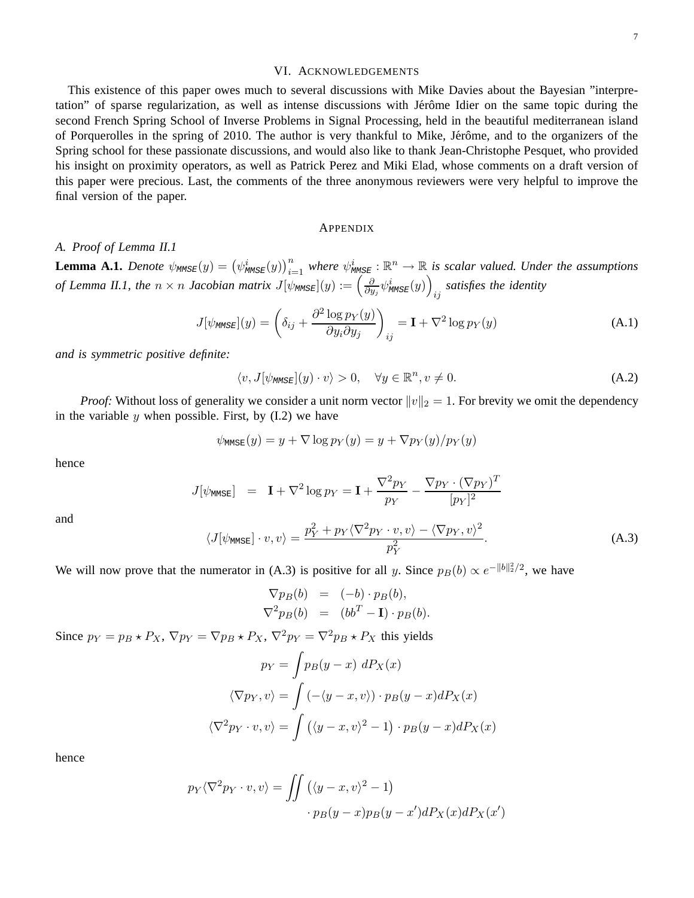## VI. Acknowledgements

This existence of this paper owes much to several discussions with Mike Davies about the Bayesian "interpretation" of sparse regularization, as well as intense discussions with Jérôme Idier on the same topic during the second French Spring School of Inverse Problems in Signal Processing, held in the beautiful mediterranean island of Porquerolles in the spring of 2010. The author is very thankful to Mike, Jérôme, and to the organizers of the Spring school for these passionate discussions, and would also like to thank Jean-Christophe Pesquet, who provided his insight on proximity operators, as well as Patrick Perez and Miki Elad, whose comments on a draft version of this paper were precious. Last, the comments of the three anonymous reviewers were very helpful to improve the final version of the paper.

## Appendix

### A. Proof of Lemma II.1

**Lemma A.1.** *Denote $\psi_{\mathsf{MMSE}}(y) = \left(\psi^i_{\mathsf{MMSE}}(y)\right)_{i=1}^n$ where $\psi^i_{\mathsf{MMSE}} : \mathbb{R}^n \to \mathbb{R}$ is scalar valued. Under the assumptions of Lemma II.1, the $n \times n$ Jacobian matrix $J[\psi_{\mathsf{MMSE}}](y) := \left(\frac{\partial}{\partial y_j}\psi^i_{\mathsf{MMSE}}(y)\right)_{ij}$ satisfies the identity*

$$J[\psi_{\mathsf{MMSE}}](y) = \left(\delta_{ij} + \frac{\partial^2 \log p_Y(y)}{\partial y_i \partial y_j}\right)_{ij} = \mathbf{I} + \nabla^2 \log p_Y(y) \tag{A.1}$$

*and is symmetric positive definite:*

$$\langle v, J[\psi_{\mathsf{MMSE}}](y) \cdot v\rangle > 0, \quad \forall y \in \mathbb{R}^n, v \neq 0. \tag{A.2}$$

*Proof:* Without loss of generality we consider a unit norm vector $\|v\|_2 = 1$. For brevity we omit the dependency in the variable $y$ when possible. First, by (I.2) we have

$$\psi_{\mathsf{MMSE}}(y) = y + \nabla \log p_Y(y) = y + \nabla p_Y(y)/p_Y(y)$$

hence

$$J[\psi_{\mathsf{MMSE}}] \;=\; \mathbf{I} + \nabla^2 \log p_Y = \mathbf{I} + \frac{\nabla^2 p_Y}{p_Y} - \frac{\nabla p_Y \cdot (\nabla p_Y)^T}{[p_Y]^2}$$

and

$$\langle J[\psi_{\mathsf{MMSE}}] \cdot v, v\rangle = \frac{p_Y^2 + p_Y \langle \nabla^2 p_Y \cdot v, v\rangle - \langle \nabla p_Y, v\rangle^2}{p_Y^2}. \tag{A.3}$$

We will now prove that the numerator in (A.3) is positive for all $y$. Since $p_B(b) \propto e^{-\|b\|_2^2/2}$, we have

$$\begin{aligned} \nabla p_B(b) &= (-b) \cdot p_B(b), \\ \nabla^2 p_B(b) &= (bb^T - \mathbf{I}) \cdot p_B(b). \end{aligned}$$

Since $p_Y = p_B \star P_X$, $\nabla p_Y = \nabla p_B \star P_X$, $\nabla^2 p_Y = \nabla^2 p_B \star P_X$ this yields

$$\begin{aligned} p_Y &= \int p_B(y-x)\; dP_X(x) \\ \langle \nabla p_Y, v\rangle &= \int \left(-\langle y-x, v\rangle\right) \cdot p_B(y-x) dP_X(x) \\ \langle \nabla^2 p_Y \cdot v, v\rangle &= \int \left(\langle y-x, v\rangle^2 - 1\right) \cdot p_B(y-x) dP_X(x) \end{aligned}$$

hence

$$\begin{aligned} p_Y \langle \nabla^2 p_Y \cdot v, v\rangle = \iint & \left(\langle y-x, v\rangle^2 - 1\right) \\ & \cdot p_B(y-x) p_B(y-x') dP_X(x) dP_X(x') \end{aligned}$$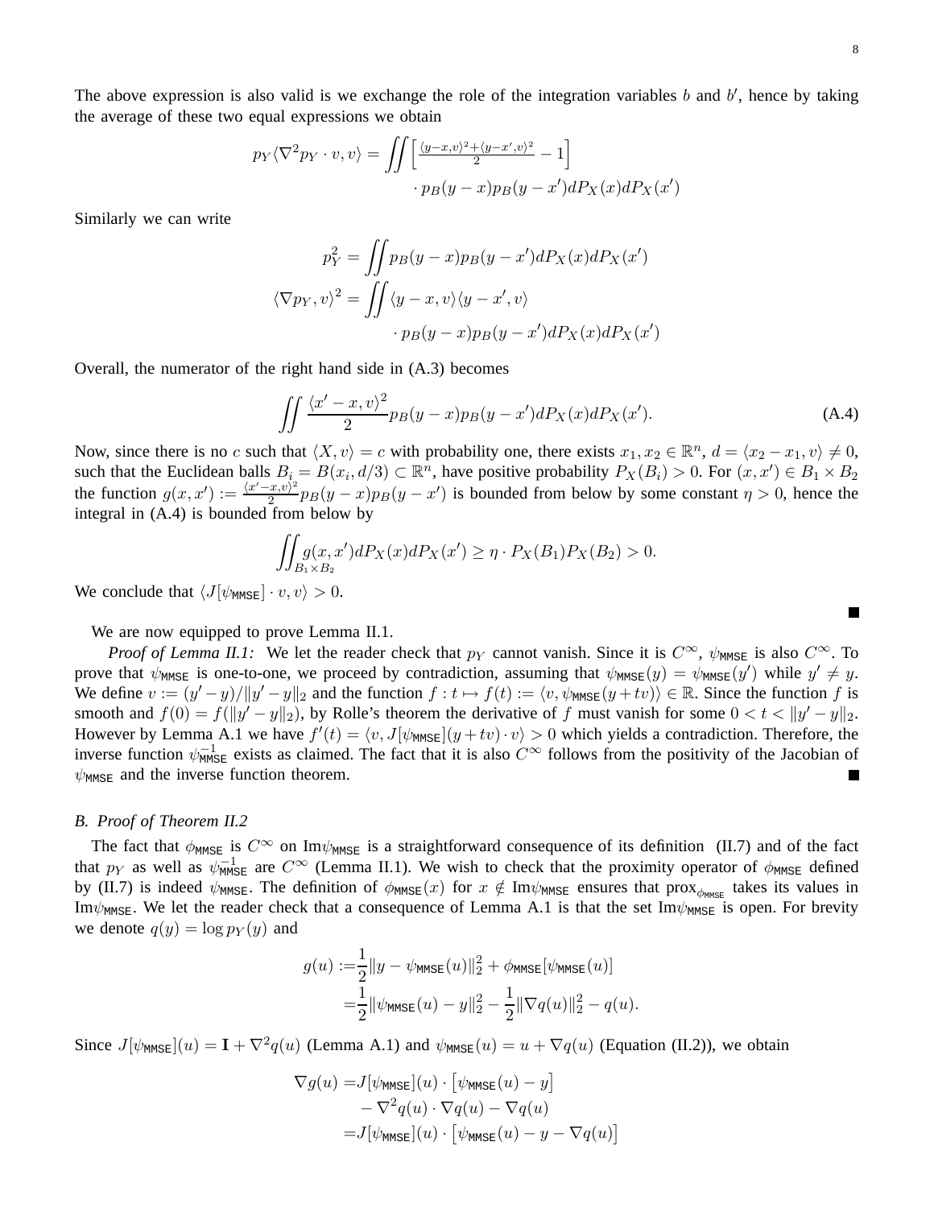The above expression is also valid is we exchange the role of the integration variables $b$ and $b'$, hence by taking the average of these two equal expressions we obtain

$$
\begin{aligned}
p_Y \langle \nabla^2 p_Y \cdot v, v \rangle = \iint \Big[ \tfrac{\langle y-x,v\rangle^2 + \langle y-x',v\rangle^2}{2} - 1 \Big] \\
\cdot\, p_B(y-x) p_B(y-x') dP_X(x) dP_X(x')
\end{aligned}
$$

Similarly we can write

$$
\begin{aligned}
p_Y^2 &= \iint p_B(y-x) p_B(y-x') dP_X(x) dP_X(x') \\
\langle \nabla p_Y, v \rangle^2 &= \iint \langle y-x, v\rangle \langle y-x', v\rangle \\
&\qquad \cdot\, p_B(y-x) p_B(y-x') dP_X(x) dP_X(x')
\end{aligned}
$$

Overall, the numerator of the right hand side in (A.3) becomes

$$
\iint \frac{\langle x'-x, v\rangle^2}{2} p_B(y-x) p_B(y-x') dP_X(x) dP_X(x'). \tag{A.4}
$$

Now, since there is no $c$ such that $\langle X, v\rangle = c$ with probability one, there exists $x_1, x_2 \in \mathbb{R}^n$, $d = \langle x_2 - x_1, v \rangle \neq 0$, such that the Euclidean balls $B_i = B(x_i, d/3) \subset \mathbb{R}^n$, have positive probability $P_X(B_i) > 0$. For $(x, x') \in B_1 \times B_2$ the function $g(x,x') := \frac{\langle x'-x,v\rangle^2}{2} p_B(y-x) p_B(y-x')$ is bounded from below by some constant $\eta > 0$, hence the integral in (A.4) is bounded from below by

$$
\iint_{B_1 \times B_2} g(x,x') dP_X(x) dP_X(x') \geq \eta \cdot P_X(B_1) P_X(B_2) > 0.
$$

We conclude that $\langle J[\psi_{\mathsf{MMSE}}] \cdot v, v \rangle > 0$. ■

We are now equipped to prove Lemma II.1.

*Proof of Lemma II.1:* We let the reader check that $p_Y$ cannot vanish. Since it is $C^\infty$, $\psi_{\mathsf{MMSE}}$ is also $C^\infty$. To prove that $\psi_{\mathsf{MMSE}}$ is one-to-one, we proceed by contradiction, assuming that $\psi_{\mathsf{MMSE}}(y) = \psi_{\mathsf{MMSE}}(y')$ while $y' \neq y$. We define $v := (y'-y)/\|y'-y\|_2$ and the function $f : t \mapsto f(t) := \langle v, \psi_{\mathsf{MMSE}}(y + tv) \rangle \in \mathbb{R}$. Since the function $f$ is smooth and $f(0) = f(\|y'-y\|_2)$, by Rolle's theorem the derivative of $f$ must vanish for some $0 < t < \|y'-y\|_2$. However by Lemma A.1 we have $f'(t) = \langle v, J[\psi_{\mathsf{MMSE}}](y+tv) \cdot v \rangle > 0$ which yields a contradiction. Therefore, the inverse function $\psi_{\mathsf{MMSE}}^{-1}$ exists as claimed. The fact that it is also $C^\infty$ follows from the positivity of the Jacobian of $\psi_{\mathsf{MMSE}}$ and the inverse function theorem. ■

### *B. Proof of Theorem II.2*

The fact that $\phi_{\mathsf{MMSE}}$ is $C^\infty$ on $\mathrm{Im}\psi_{\mathsf{MMSE}}$ is a straightforward consequence of its definition (II.7) and of the fact that $p_Y$ as well as $\psi_{\mathsf{MMSE}}^{-1}$ are $C^\infty$ (Lemma II.1). We wish to check that the proximity operator of $\phi_{\mathsf{MMSE}}$ defined by (II.7) is indeed $\psi_{\mathsf{MMSE}}$. The definition of $\phi_{\mathsf{MMSE}}(x)$ for $x \notin \mathrm{Im}\psi_{\mathsf{MMSE}}$ ensures that $\mathrm{prox}_{\phi_{\mathsf{MMSE}}}$ takes its values in $\mathrm{Im}\psi_{\mathsf{MMSE}}$. We let the reader check that a consequence of Lemma A.1 is that the set $\mathrm{Im}\psi_{\mathsf{MMSE}}$ is open. For brevity we denote $q(y) = \log p_Y(y)$ and

$$
\begin{aligned}
g(u) :=& \frac{1}{2}\|y - \psi_{\mathsf{MMSE}}(u)\|_2^2 + \phi_{\mathsf{MMSE}}[\psi_{\mathsf{MMSE}}(u)] \\
=& \frac{1}{2}\|\psi_{\mathsf{MMSE}}(u) - y\|_2^2 - \frac{1}{2}\|\nabla q(u)\|_2^2 - q(u).
\end{aligned}
$$

Since $J[\psi_{\mathsf{MMSE}}](u) = \mathbf{I} + \nabla^2 q(u)$ (Lemma A.1) and $\psi_{\mathsf{MMSE}}(u) = u + \nabla q(u)$ (Equation (II.2)), we obtain

$$
\begin{aligned}
\nabla g(u) =& J[\psi_{\mathsf{MMSE}}](u) \cdot \big[\psi_{\mathsf{MMSE}}(u) - y\big] \\
& - \nabla^2 q(u) \cdot \nabla q(u) - \nabla q(u) \\
=& J[\psi_{\mathsf{MMSE}}](u) \cdot \big[\psi_{\mathsf{MMSE}}(u) - y - \nabla q(u)\big]
\end{aligned}
$$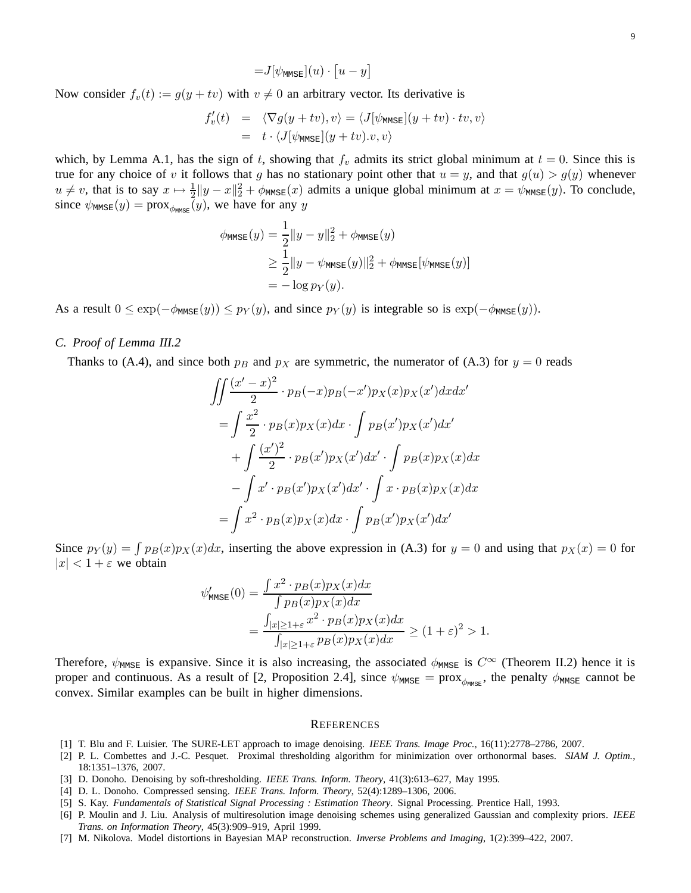$$= J[\psi_{\mathsf{MMSE}}](u) \cdot \big[u - y\big]$$

Now consider $f_v(t) := g(y + tv)$ with $v \neq 0$ an arbitrary vector. Its derivative is

$$\begin{aligned} f_v'(t) &= \langle \nabla g(y+tv), v\rangle = \langle J[\psi_{\mathsf{MMSE}}](y+tv)\cdot tv, v\rangle \\ &= t \cdot \langle J[\psi_{\mathsf{MMSE}}](y+tv).v, v\rangle \end{aligned}$$

which, by Lemma A.1, has the sign of $t$, showing that $f_v$ admits its strict global minimum at $t = 0$. Since this is true for any choice of $v$ it follows that $g$ has no stationary point other that $u = y$, and that $g(u) > g(y)$ whenever $u \neq v$, that is to say $x \mapsto \frac{1}{2}\|y - x\|_2^2 + \phi_{\mathsf{MMSE}}(x)$ admits a unique global minimum at $x = \psi_{\mathsf{MMSE}}(y)$. To conclude, since $\psi_{\mathsf{MMSE}}(y) = \mathrm{prox}_{\phi_{\mathsf{MMSE}}}(y)$, we have for any $y$

$$\begin{aligned} \phi_{\mathsf{MMSE}}(y) &= \frac{1}{2}\|y - y\|_2^2 + \phi_{\mathsf{MMSE}}(y) \\ &\geq \frac{1}{2}\|y - \psi_{\mathsf{MMSE}}(y)\|_2^2 + \phi_{\mathsf{MMSE}}[\psi_{\mathsf{MMSE}}(y)] \\ &= -\log p_Y(y). \end{aligned}$$

As a result $0 \leq \exp(-\phi_{\mathsf{MMSE}}(y)) \leq p_Y(y)$, and since $p_Y(y)$ is integrable so is $\exp(-\phi_{\mathsf{MMSE}}(y))$.

### *C. Proof of Lemma III.2*

Thanks to (A.4), and since both $p_B$ and $p_X$ are symmetric, the numerator of (A.3) for $y = 0$ reads

$$\begin{aligned} &\iint \frac{(x'-x)^2}{2} \cdot p_B(-x)p_B(-x')p_X(x)p_X(x')dxdx' \\ &= \int \frac{x^2}{2} \cdot p_B(x)p_X(x)dx \cdot \int p_B(x')p_X(x')dx' \\ &\quad + \int \frac{(x')^2}{2} \cdot p_B(x')p_X(x')dx' \cdot \int p_B(x)p_X(x)dx \\ &\quad - \int x' \cdot p_B(x')p_X(x')dx' \cdot \int x \cdot p_B(x)p_X(x)dx \\ &= \int x^2 \cdot p_B(x)p_X(x)dx \cdot \int p_B(x')p_X(x')dx' \end{aligned}$$

Since $p_Y(y) = \int p_B(x)p_X(x)dx$, inserting the above expression in (A.3) for $y = 0$ and using that $p_X(x) = 0$ for $|x| < 1 + \varepsilon$ we obtain

$$\begin{aligned} \psi_{\mathsf{MMSE}}'(0) &= \frac{\int x^2 \cdot p_B(x)p_X(x)dx}{\int p_B(x)p_X(x)dx} \\ &= \frac{\int_{|x|\geq 1+\varepsilon} x^2 \cdot p_B(x)p_X(x)dx}{\int_{|x|\geq 1+\varepsilon} p_B(x)p_X(x)dx} \geq (1+\varepsilon)^2 > 1. \end{aligned}$$

Therefore, $\psi_{\mathsf{MMSE}}$ is expansive. Since it is also increasing, the associated $\phi_{\mathsf{MMSE}}$ is $C^\infty$ (Theorem II.2) hence it is proper and continuous. As a result of [2, Proposition 2.4], since $\psi_{\mathsf{MMSE}} = \mathrm{prox}_{\phi_{\mathsf{MMSE}}}$, the penalty $\phi_{\mathsf{MMSE}}$ cannot be convex. Similar examples can be built in higher dimensions.

## References

[1] T. Blu and F. Luisier. The SURE-LET approach to image denoising. *IEEE Trans. Image Proc.*, 16(11):2778–2786, 2007.

[2] P. L. Combettes and J.-C. Pesquet. Proximal thresholding algorithm for minimization over orthonormal bases. *SIAM J. Optim.*, 18:1351–1376, 2007.

[3] D. Donoho. Denoising by soft-thresholding. *IEEE Trans. Inform. Theory*, 41(3):613–627, May 1995.

[4] D. L. Donoho. Compressed sensing. *IEEE Trans. Inform. Theory*, 52(4):1289–1306, 2006.

[5] S. Kay. *Fundamentals of Statistical Signal Processing : Estimation Theory*. Signal Processing. Prentice Hall, 1993.

[6] P. Moulin and J. Liu. Analysis of multiresolution image denoising schemes using generalized Gaussian and complexity priors. *IEEE Trans. on Information Theory*, 45(3):909–919, April 1999.

[7] M. Nikolova. Model distortions in Bayesian MAP reconstruction. *Inverse Problems and Imaging*, 1(2):399–422, 2007.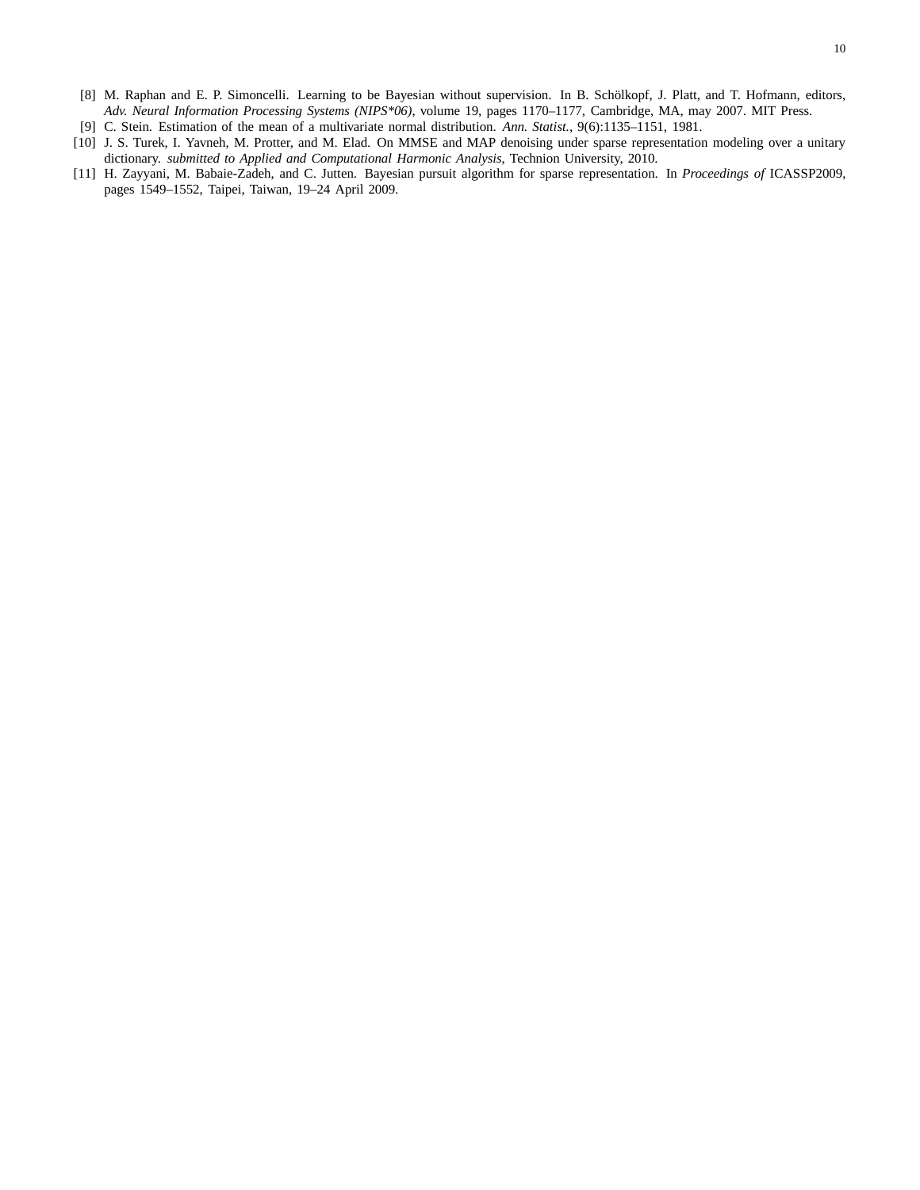[8] M. Raphan and E. P. Simoncelli. Learning to be Bayesian without supervision. In B. Schölkopf, J. Platt, and T. Hofmann, editors, *Adv. Neural Information Processing Systems (NIPS*06)*, volume 19, pages 1170–1177, Cambridge, MA, may 2007. MIT Press.

[9] C. Stein. Estimation of the mean of a multivariate normal distribution. *Ann. Statist.*, 9(6):1135–1151, 1981.

[10] J. S. Turek, I. Yavneh, M. Protter, and M. Elad. On MMSE and MAP denoising under sparse representation modeling over a unitary dictionary. *submitted to Applied and Computational Harmonic Analysis*, Technion University, 2010.

[11] H. Zayyani, M. Babaie-Zadeh, and C. Jutten. Bayesian pursuit algorithm for sparse representation. In *Proceedings of* ICASSP2009, pages 1549–1552, Taipei, Taiwan, 19–24 April 2009.